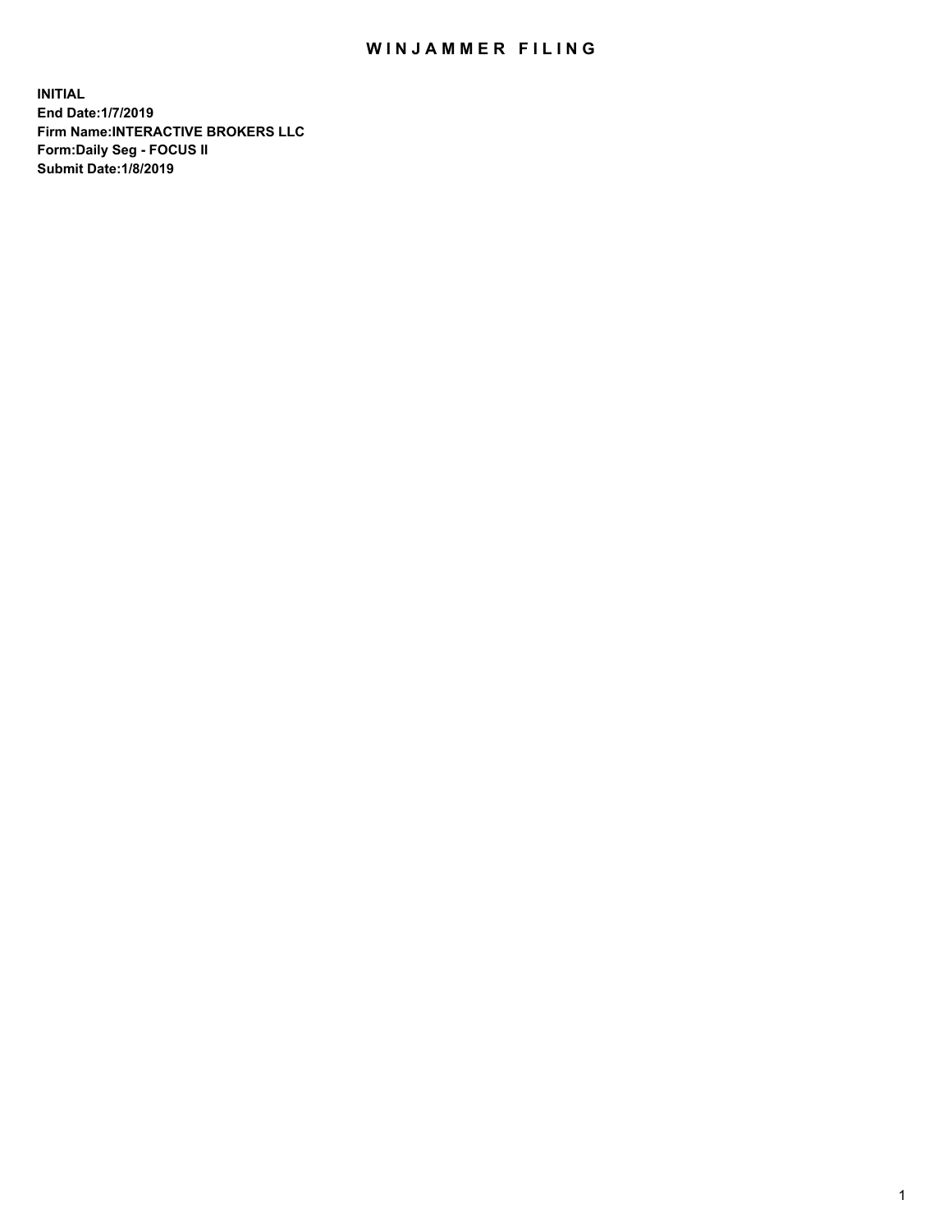# WINJAMMER FILING

**INITIAL**
**End Date:1/7/2019**
**Firm Name:INTERACTIVE BROKERS LLC**
**Form:Daily Seg - FOCUS II**
**Submit Date:1/8/2019**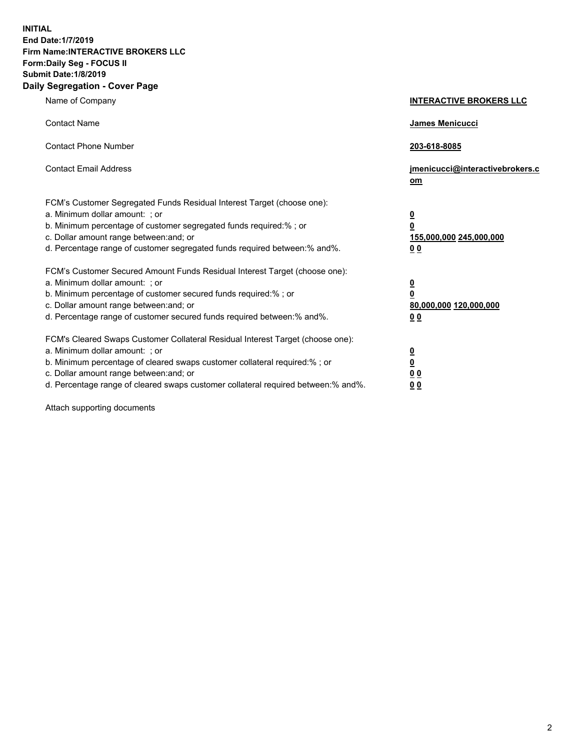**INITIAL**
**End Date:1/7/2019**
**Firm Name:INTERACTIVE BROKERS LLC**
**Form:Daily Seg - FOCUS II**
**Submit Date:1/8/2019**

## Daily Segregation - Cover Page

| | |
|---|---|
| Name of Company | **INTERACTIVE BROKERS LLC** |
| Contact Name | **James Menicucci** |
| Contact Phone Number | **203-618-8085** |
| Contact Email Address | **jmenicucci@interactivebrokers.com** |

FCM's Customer Segregated Funds Residual Interest Target (choose one):

| | |
|---|---|
| a. Minimum dollar amount: ; or | **0** |
| b. Minimum percentage of customer segregated funds required:% ; or | **0** |
| c. Dollar amount range between:and; or | **155,000,000 245,000,000** |
| d. Percentage range of customer segregated funds required between:% and%. | **0 0** |

FCM's Customer Secured Amount Funds Residual Interest Target (choose one):

| | |
|---|---|
| a. Minimum dollar amount: ; or | **0** |
| b. Minimum percentage of customer secured funds required:% ; or | **0** |
| c. Dollar amount range between:and; or | **80,000,000 120,000,000** |
| d. Percentage range of customer secured funds required between:% and%. | **0 0** |

FCM's Cleared Swaps Customer Collateral Residual Interest Target (choose one):

| | |
|---|---|
| a. Minimum dollar amount: ; or | **0** |
| b. Minimum percentage of cleared swaps customer collateral required:% ; or | **0** |
| c. Dollar amount range between:and; or | **0 0** |
| d. Percentage range of cleared swaps customer collateral required between:% and%. | **0 0** |

Attach supporting documents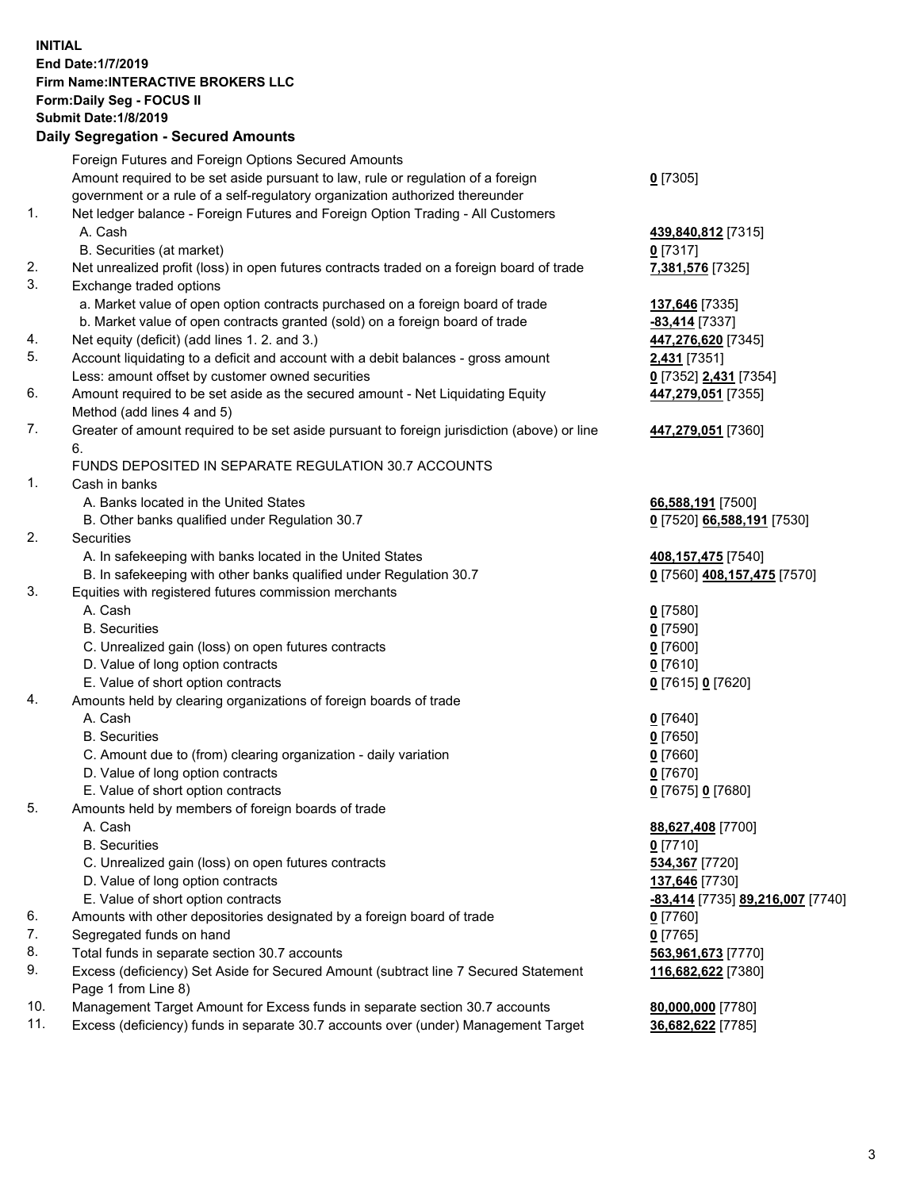**INITIAL**
**End Date:1/7/2019**
**Firm Name:INTERACTIVE BROKERS LLC**
**Form:Daily Seg - FOCUS II**
**Submit Date:1/8/2019**

## Daily Segregation - Secured Amounts

| | | |
|---|---|---|
| | Foreign Futures and Foreign Options Secured Amounts | |
| | Amount required to be set aside pursuant to law, rule or regulation of a foreign government or a rule of a self-regulatory organization authorized thereunder | **0** [7305] |
| 1. | Net ledger balance - Foreign Futures and Foreign Option Trading - All Customers | |
| | A. Cash | **439,840,812** [7315] |
| | B. Securities (at market) | **0** [7317] |
| 2. | Net unrealized profit (loss) in open futures contracts traded on a foreign board of trade | **7,381,576** [7325] |
| 3. | Exchange traded options | |
| | a. Market value of open option contracts purchased on a foreign board of trade | **137,646** [7335] |
| | b. Market value of open contracts granted (sold) on a foreign board of trade | **-83,414** [7337] |
| 4. | Net equity (deficit) (add lines 1. 2. and 3.) | **447,276,620** [7345] |
| 5. | Account liquidating to a deficit and account with a debit balances - gross amount | **2,431** [7351] |
| | Less: amount offset by customer owned securities | **0** [7352] **2,431** [7354] |
| 6. | Amount required to be set aside as the secured amount - Net Liquidating Equity Method (add lines 4 and 5) | **447,279,051** [7355] |
| 7. | Greater of amount required to be set aside pursuant to foreign jurisdiction (above) or line 6. | **447,279,051** [7360] |
| | FUNDS DEPOSITED IN SEPARATE REGULATION 30.7 ACCOUNTS | |
| 1. | Cash in banks | |
| | A. Banks located in the United States | **66,588,191** [7500] |
| | B. Other banks qualified under Regulation 30.7 | **0** [7520] **66,588,191** [7530] |
| 2. | Securities | |
| | A. In safekeeping with banks located in the United States | **408,157,475** [7540] |
| | B. In safekeeping with other banks qualified under Regulation 30.7 | **0** [7560] **408,157,475** [7570] |
| 3. | Equities with registered futures commission merchants | |
| | A. Cash | **0** [7580] |
| | B. Securities | **0** [7590] |
| | C. Unrealized gain (loss) on open futures contracts | **0** [7600] |
| | D. Value of long option contracts | **0** [7610] |
| | E. Value of short option contracts | **0** [7615] **0** [7620] |
| 4. | Amounts held by clearing organizations of foreign boards of trade | |
| | A. Cash | **0** [7640] |
| | B. Securities | **0** [7650] |
| | C. Amount due to (from) clearing organization - daily variation | **0** [7660] |
| | D. Value of long option contracts | **0** [7670] |
| | E. Value of short option contracts | **0** [7675] **0** [7680] |
| 5. | Amounts held by members of foreign boards of trade | |
| | A. Cash | **88,627,408** [7700] |
| | B. Securities | **0** [7710] |
| | C. Unrealized gain (loss) on open futures contracts | **534,367** [7720] |
| | D. Value of long option contracts | **137,646** [7730] |
| | E. Value of short option contracts | **-83,414** [7735] **89,216,007** [7740] |
| 6. | Amounts with other depositories designated by a foreign board of trade | **0** [7760] |
| 7. | Segregated funds on hand | **0** [7765] |
| 8. | Total funds in separate section 30.7 accounts | **563,961,673** [7770] |
| 9. | Excess (deficiency) Set Aside for Secured Amount (subtract line 7 Secured Statement Page 1 from Line 8) | **116,682,622** [7380] |
| 10. | Management Target Amount for Excess funds in separate section 30.7 accounts | **80,000,000** [7780] |
| 11. | Excess (deficiency) funds in separate 30.7 accounts over (under) Management Target | **36,682,622** [7785] |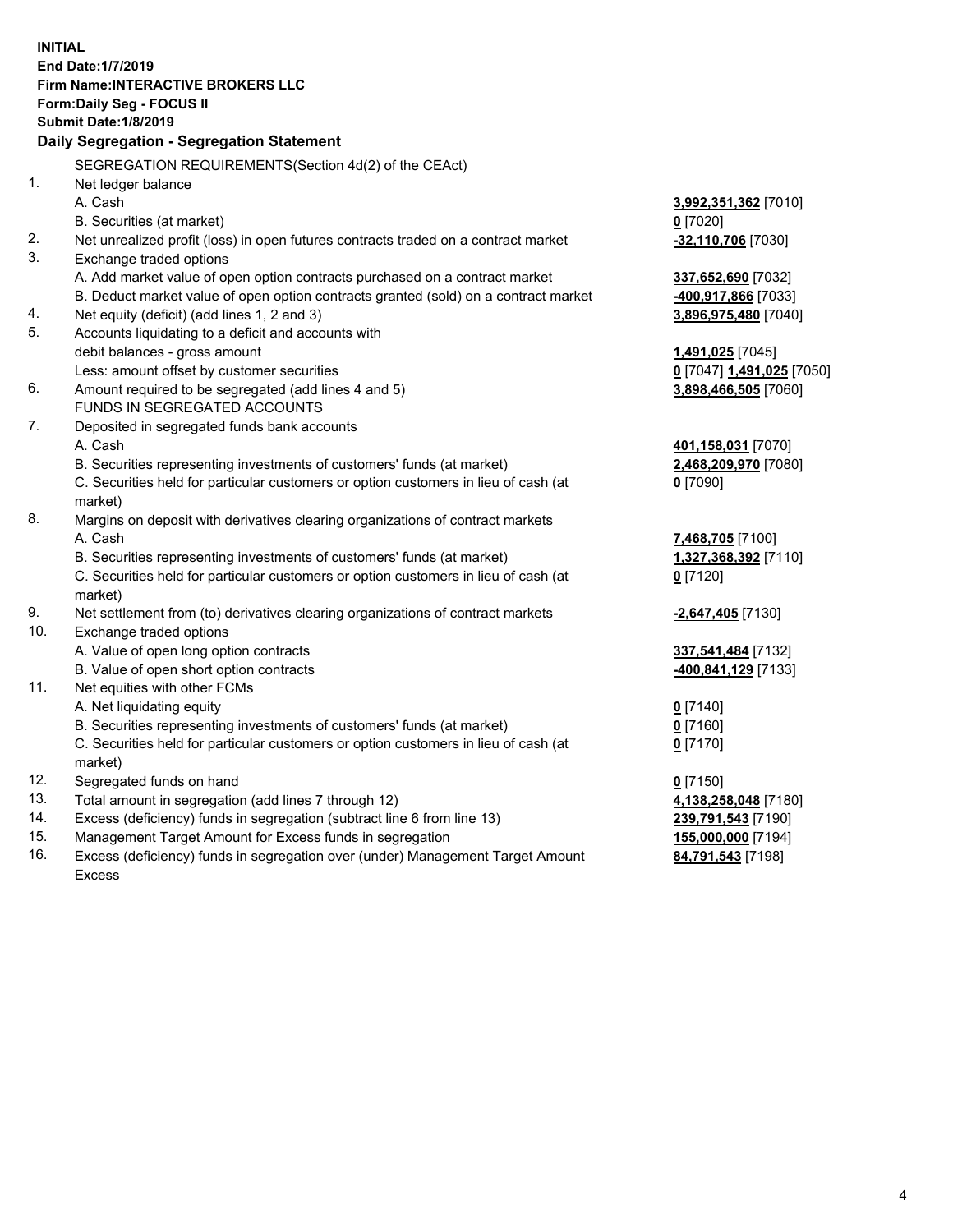**INITIAL**
**End Date:1/7/2019**
**Firm Name:INTERACTIVE BROKERS LLC**
**Form:Daily Seg - FOCUS II**
**Submit Date:1/8/2019**

## Daily Segregation - Segregation Statement

SEGREGATION REQUIREMENTS(Section 4d(2) of the CEAct)

| | | |
|---|---|---|
| 1. | Net ledger balance | |
| | A. Cash | **3,992,351,362** [7010] |
| | B. Securities (at market) | **0** [7020] |
| 2. | Net unrealized profit (loss) in open futures contracts traded on a contract market | **-32,110,706** [7030] |
| 3. | Exchange traded options | |
| | A. Add market value of open option contracts purchased on a contract market | **337,652,690** [7032] |
| | B. Deduct market value of open option contracts granted (sold) on a contract market | **-400,917,866** [7033] |
| 4. | Net equity (deficit) (add lines 1, 2 and 3) | **3,896,975,480** [7040] |
| 5. | Accounts liquidating to a deficit and accounts with debit balances - gross amount | **1,491,025** [7045] |
| | Less: amount offset by customer securities | **0** [7047] **1,491,025** [7050] |
| 6. | Amount required to be segregated (add lines 4 and 5) | **3,898,466,505** [7060] |
| | FUNDS IN SEGREGATED ACCOUNTS | |
| 7. | Deposited in segregated funds bank accounts | |
| | A. Cash | **401,158,031** [7070] |
| | B. Securities representing investments of customers' funds (at market) | **2,468,209,970** [7080] |
| | C. Securities held for particular customers or option customers in lieu of cash (at market) | **0** [7090] |
| 8. | Margins on deposit with derivatives clearing organizations of contract markets | |
| | A. Cash | **7,468,705** [7100] |
| | B. Securities representing investments of customers' funds (at market) | **1,327,368,392** [7110] |
| | C. Securities held for particular customers or option customers in lieu of cash (at market) | **0** [7120] |
| 9. | Net settlement from (to) derivatives clearing organizations of contract markets | **-2,647,405** [7130] |
| 10. | Exchange traded options | |
| | A. Value of open long option contracts | **337,541,484** [7132] |
| | B. Value of open short option contracts | **-400,841,129** [7133] |
| 11. | Net equities with other FCMs | |
| | A. Net liquidating equity | **0** [7140] |
| | B. Securities representing investments of customers' funds (at market) | **0** [7160] |
| | C. Securities held for particular customers or option customers in lieu of cash (at market) | **0** [7170] |
| 12. | Segregated funds on hand | **0** [7150] |
| 13. | Total amount in segregation (add lines 7 through 12) | **4,138,258,048** [7180] |
| 14. | Excess (deficiency) funds in segregation (subtract line 6 from line 13) | **239,791,543** [7190] |
| 15. | Management Target Amount for Excess funds in segregation | **155,000,000** [7194] |
| 16. | Excess (deficiency) funds in segregation over (under) Management Target Amount Excess | **84,791,543** [7198] |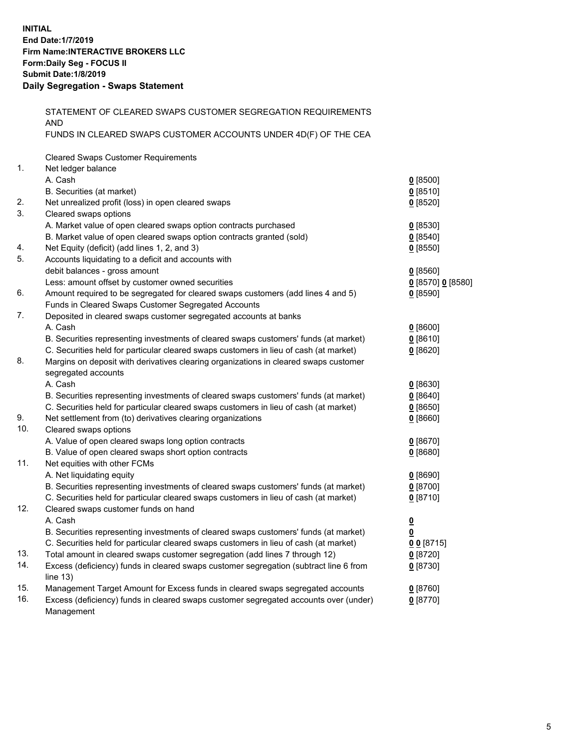**INITIAL**
**End Date:1/7/2019**
**Firm Name:INTERACTIVE BROKERS LLC**
**Form:Daily Seg - FOCUS II**
**Submit Date:1/8/2019**
**Daily Segregation - Swaps Statement**

STATEMENT OF CLEARED SWAPS CUSTOMER SEGREGATION REQUIREMENTS
AND
FUNDS IN CLEARED SWAPS CUSTOMER ACCOUNTS UNDER 4D(F) OF THE CEA

| | | |
|---|---|---|
| | Cleared Swaps Customer Requirements | |
| 1. | Net ledger balance | |
| | A. Cash | 0 [8500] |
| | B. Securities (at market) | 0 [8510] |
| 2. | Net unrealized profit (loss) in open cleared swaps | 0 [8520] |
| 3. | Cleared swaps options | |
| | A. Market value of open cleared swaps option contracts purchased | 0 [8530] |
| | B. Market value of open cleared swaps option contracts granted (sold) | 0 [8540] |
| 4. | Net Equity (deficit) (add lines 1, 2, and 3) | 0 [8550] |
| 5. | Accounts liquidating to a deficit and accounts with | |
| | debit balances - gross amount | 0 [8560] |
| | Less: amount offset by customer owned securities | 0 [8570] 0 [8580] |
| 6. | Amount required to be segregated for cleared swaps customers (add lines 4 and 5) | 0 [8590] |
| | Funds in Cleared Swaps Customer Segregated Accounts | |
| 7. | Deposited in cleared swaps customer segregated accounts at banks | |
| | A. Cash | 0 [8600] |
| | B. Securities representing investments of cleared swaps customers' funds (at market) | 0 [8610] |
| | C. Securities held for particular cleared swaps customers in lieu of cash (at market) | 0 [8620] |
| 8. | Margins on deposit with derivatives clearing organizations in cleared swaps customer segregated accounts | |
| | A. Cash | 0 [8630] |
| | B. Securities representing investments of cleared swaps customers' funds (at market) | 0 [8640] |
| | C. Securities held for particular cleared swaps customers in lieu of cash (at market) | 0 [8650] |
| 9. | Net settlement from (to) derivatives clearing organizations | 0 [8660] |
| 10. | Cleared swaps options | |
| | A. Value of open cleared swaps long option contracts | 0 [8670] |
| | B. Value of open cleared swaps short option contracts | 0 [8680] |
| 11. | Net equities with other FCMs | |
| | A. Net liquidating equity | 0 [8690] |
| | B. Securities representing investments of cleared swaps customers' funds (at market) | 0 [8700] |
| | C. Securities held for particular cleared swaps customers in lieu of cash (at market) | 0 [8710] |
| 12. | Cleared swaps customer funds on hand | |
| | A. Cash | 0 |
| | B. Securities representing investments of cleared swaps customers' funds (at market) | 0 |
| | C. Securities held for particular cleared swaps customers in lieu of cash (at market) | 0 0 [8715] |
| 13. | Total amount in cleared swaps customer segregation (add lines 7 through 12) | 0 [8720] |
| 14. | Excess (deficiency) funds in cleared swaps customer segregation (subtract line 6 from line 13) | 0 [8730] |
| 15. | Management Target Amount for Excess funds in cleared swaps segregated accounts | 0 [8760] |
| 16. | Excess (deficiency) funds in cleared swaps customer segregated accounts over (under) Management | 0 [8770] |